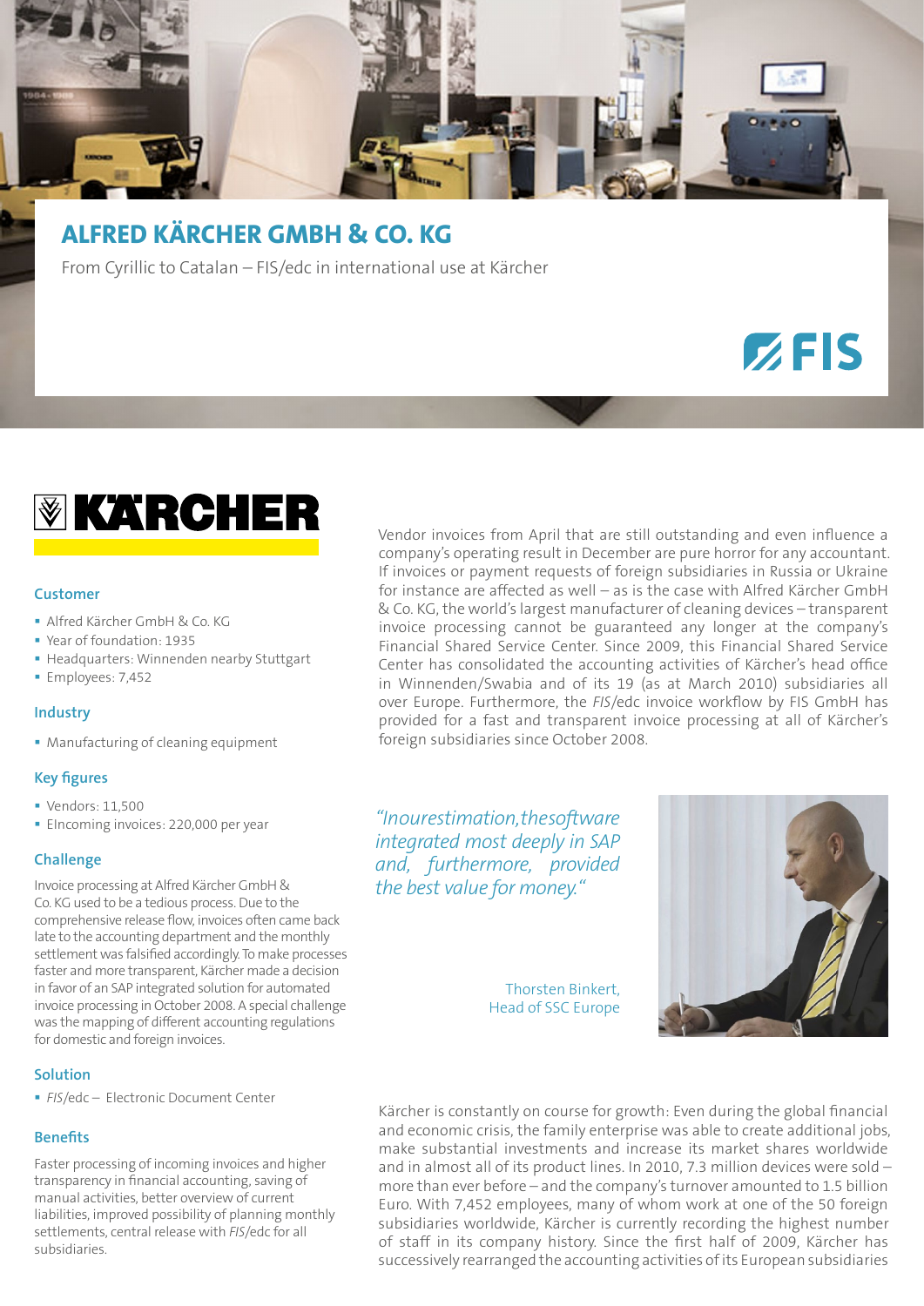# ALFRED KÄRCHER GMBH & CO. KG

From Cyrillic to Catalan – FIS/edc in international use at Kärcher

FIS

KÄRCHER

### Customer

- Alfred Kärcher GmbH & Co. KG
- Year of foundation: 1935
- Headquarters: Winnenden nearby Stuttgart
- Employees: 7,452

### Industry

- Manufacturing of cleaning equipment

### Key figures

- Vendors: 11,500
- EIncoming invoices: 220,000 per year

### Challenge

Invoice processing at Alfred Kärcher GmbH & Co. KG used to be a tedious process. Due to the comprehensive release flow, invoices often came back late to the accounting department and the monthly settlement was falsified accordingly. To make processes faster and more transparent, Kärcher made a decision in favor of an SAP integrated solution for automated invoice processing in October 2008. A special challenge was the mapping of different accounting regulations for domestic and foreign invoices.

### Solution

- *FIS*/edc – Electronic Document Center

### Benefits

Faster processing of incoming invoices and higher transparency in financial accounting, saving of manual activities, better overview of current liabilities, improved possibility of planning monthly settlements, central release with *FIS*/edc for all subsidiaries.

Vendor invoices from April that are still outstanding and even influence a company's operating result in December are pure horror for any accountant. If invoices or payment requests of foreign subsidiaries in Russia or Ukraine for instance are affected as well – as is the case with Alfred Kärcher GmbH & Co. KG, the world's largest manufacturer of cleaning devices – transparent invoice processing cannot be guaranteed any longer at the company's Financial Shared Service Center. Since 2009, this Financial Shared Service Center has consolidated the accounting activities of Kärcher's head office in Winnenden/Swabia and of its 19 (as at March 2010) subsidiaries all over Europe. Furthermore, the *FIS*/edc invoice workflow by FIS GmbH has provided for a fast and transparent invoice processing at all of Kärcher's foreign subsidiaries since October 2008.

*"In our estimation, the software integrated most deeply in SAP and, furthermore, provided the best value for money."*

Thorsten Binkert,
Head of SSC Europe

Kärcher is constantly on course for growth: Even during the global financial and economic crisis, the family enterprise was able to create additional jobs, make substantial investments and increase its market shares worldwide and in almost all of its product lines. In 2010, 7.3 million devices were sold – more than ever before – and the company's turnover amounted to 1.5 billion Euro. With 7,452 employees, many of whom work at one of the 50 foreign subsidiaries worldwide, Kärcher is currently recording the highest number of staff in its company history. Since the first half of 2009, Kärcher has successively rearranged the accounting activities of its European subsidiaries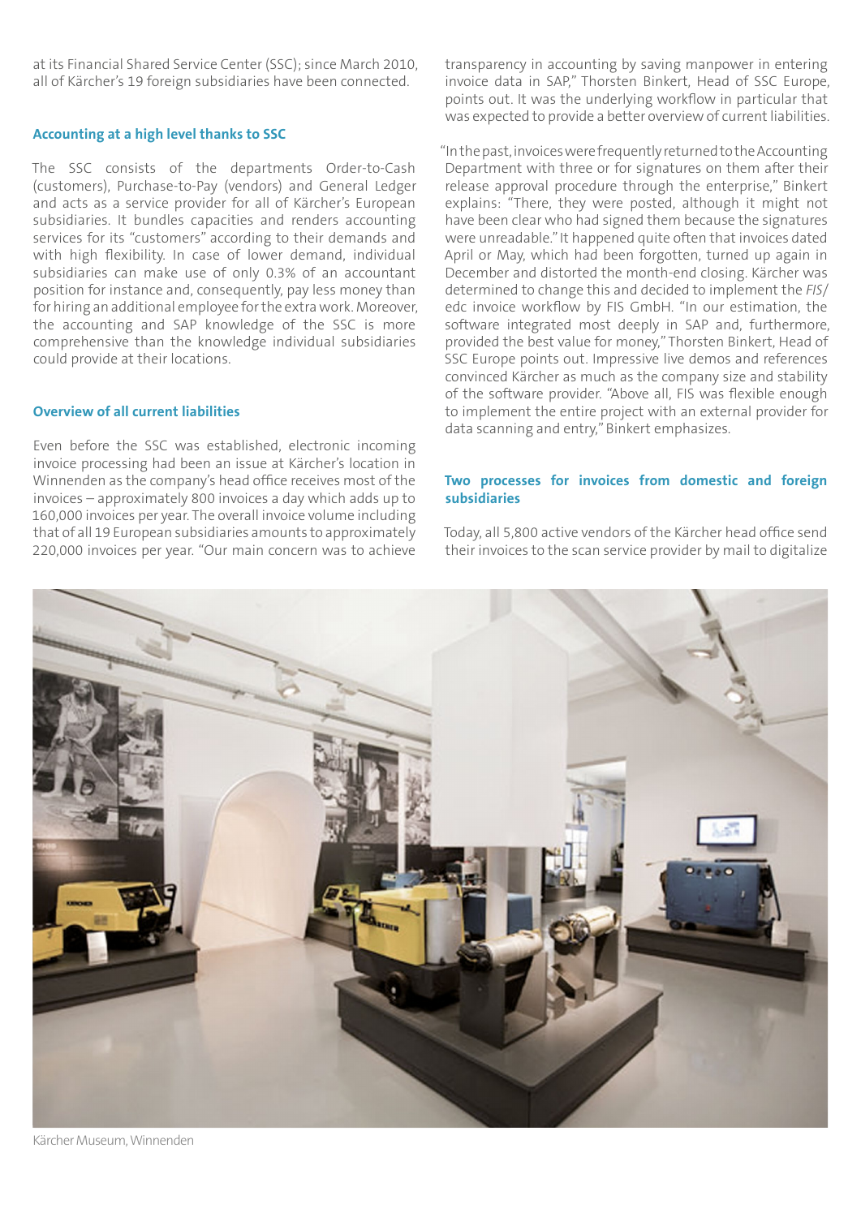at its Financial Shared Service Center (SSC); since March 2010, all of Kärcher's 19 foreign subsidiaries have been connected.

### Accounting at a high level thanks to SSC

The SSC consists of the departments Order-to-Cash (customers), Purchase-to-Pay (vendors) and General Ledger and acts as a service provider for all of Kärcher's European subsidiaries. It bundles capacities and renders accounting services for its "customers" according to their demands and with high flexibility. In case of lower demand, individual subsidiaries can make use of only 0.3% of an accountant position for instance and, consequently, pay less money than for hiring an additional employee for the extra work. Moreover, the accounting and SAP knowledge of the SSC is more comprehensive than the knowledge individual subsidiaries could provide at their locations.

### Overview of all current liabilities

Even before the SSC was established, electronic incoming invoice processing had been an issue at Kärcher's location in Winnenden as the company's head office receives most of the invoices – approximately 800 invoices a day which adds up to 160,000 invoices per year. The overall invoice volume including that of all 19 European subsidiaries amounts to approximately 220,000 invoices per year. "Our main concern was to achieve transparency in accounting by saving manpower in entering invoice data in SAP," Thorsten Binkert, Head of SSC Europe, points out. It was the underlying workflow in particular that was expected to provide a better overview of current liabilities.

"In the past, invoices were frequently returned to the Accounting Department with three or for signatures on them after their release approval procedure through the enterprise," Binkert explains: "There, they were posted, although it might not have been clear who had signed them because the signatures were unreadable." It happened quite often that invoices dated April or May, which had been forgotten, turned up again in December and distorted the month-end closing. Kärcher was determined to change this and decided to implement the *FIS/* edc invoice workflow by FIS GmbH. "In our estimation, the software integrated most deeply in SAP and, furthermore, provided the best value for money," Thorsten Binkert, Head of SSC Europe points out. Impressive live demos and references convinced Kärcher as much as the company size and stability of the software provider. "Above all, FIS was flexible enough to implement the entire project with an external provider for data scanning and entry," Binkert emphasizes.

### Two processes for invoices from domestic and foreign subsidiaries

Today, all 5,800 active vendors of the Kärcher head office send their invoices to the scan service provider by mail to digitalize

Kärcher Museum, Winnenden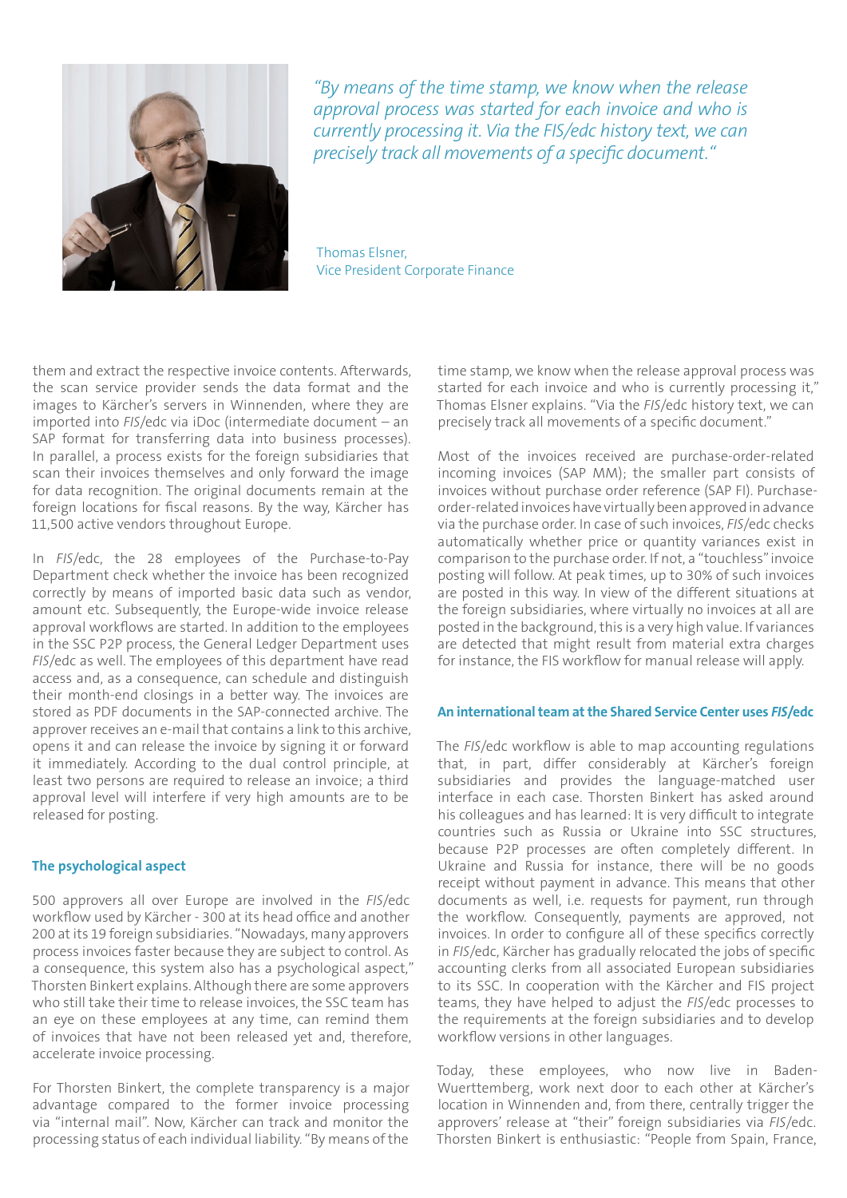*"By means of the time stamp, we know when the release approval process was started for each invoice and who is currently processing it. Via the FIS/edc history text, we can precisely track all movements of a specific document."*

Thomas Elsner,
Vice President Corporate Finance

them and extract the respective invoice contents. Afterwards, the scan service provider sends the data format and the images to Kärcher's servers in Winnenden, where they are imported into *FIS*/edc via iDoc (intermediate document – an SAP format for transferring data into business processes). In parallel, a process exists for the foreign subsidiaries that scan their invoices themselves and only forward the image for data recognition. The original documents remain at the foreign locations for fiscal reasons. By the way, Kärcher has 11,500 active vendors throughout Europe.

In *FIS*/edc, the 28 employees of the Purchase-to-Pay Department check whether the invoice has been recognized correctly by means of imported basic data such as vendor, amount etc. Subsequently, the Europe-wide invoice release approval workflows are started. In addition to the employees in the SSC P2P process, the General Ledger Department uses *FIS*/edc as well. The employees of this department have read access and, as a consequence, can schedule and distinguish their month-end closings in a better way. The invoices are stored as PDF documents in the SAP-connected archive. The approver receives an e-mail that contains a link to this archive, opens it and can release the invoice by signing it or forward it immediately. According to the dual control principle, at least two persons are required to release an invoice; a third approval level will interfere if very high amounts are to be released for posting.

## The psychological aspect

500 approvers all over Europe are involved in the *FIS*/edc workflow used by Kärcher - 300 at its head office and another 200 at its 19 foreign subsidiaries. "Nowadays, many approvers process invoices faster because they are subject to control. As a consequence, this system also has a psychological aspect," Thorsten Binkert explains. Although there are some approvers who still take their time to release invoices, the SSC team has an eye on these employees at any time, can remind them of invoices that have not been released yet and, therefore, accelerate invoice processing.

For Thorsten Binkert, the complete transparency is a major advantage compared to the former invoice processing via "internal mail". Now, Kärcher can track and monitor the processing status of each individual liability. "By means of the time stamp, we know when the release approval process was started for each invoice and who is currently processing it," Thomas Elsner explains. "Via the *FIS*/edc history text, we can precisely track all movements of a specific document."

Most of the invoices received are purchase-order-related incoming invoices (SAP MM); the smaller part consists of invoices without purchase order reference (SAP FI). Purchase-order-related invoices have virtually been approved in advance via the purchase order. In case of such invoices, *FIS*/edc checks automatically whether price or quantity variances exist in comparison to the purchase order. If not, a "touchless" invoice posting will follow. At peak times, up to 30% of such invoices are posted in this way. In view of the different situations at the foreign subsidiaries, where virtually no invoices at all are posted in the background, this is a very high value. If variances are detected that might result from material extra charges for instance, the FIS workflow for manual release will apply.

## An international team at the Shared Service Center uses *FIS*/edc

The *FIS*/edc workflow is able to map accounting regulations that, in part, differ considerably at Kärcher's foreign subsidiaries and provides the language-matched user interface in each case. Thorsten Binkert has asked around his colleagues and has learned: It is very difficult to integrate countries such as Russia or Ukraine into SSC structures, because P2P processes are often completely different. In Ukraine and Russia for instance, there will be no goods receipt without payment in advance. This means that other documents as well, i.e. requests for payment, run through the workflow. Consequently, payments are approved, not invoices. In order to configure all of these specifics correctly in *FIS*/edc, Kärcher has gradually relocated the jobs of specific accounting clerks from all associated European subsidiaries to its SSC. In cooperation with the Kärcher and FIS project teams, they have helped to adjust the *FIS*/edc processes to the requirements at the foreign subsidiaries and to develop workflow versions in other languages.

Today, these employees, who now live in Baden-Wuerttemberg, work next door to each other at Kärcher's location in Winnenden and, from there, centrally trigger the approvers' release at "their" foreign subsidiaries via *FIS*/edc. Thorsten Binkert is enthusiastic: "People from Spain, France,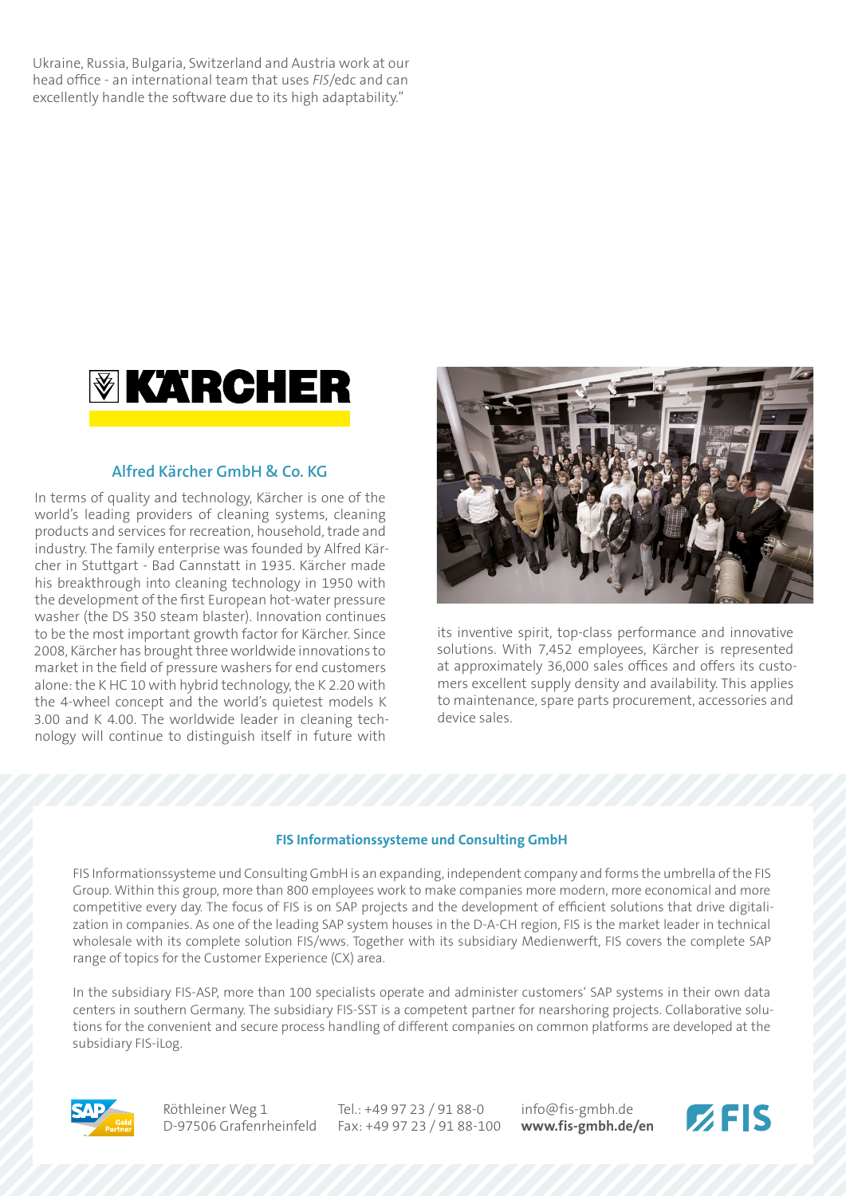Ukraine, Russia, Bulgaria, Switzerland and Austria work at our head office - an international team that uses *FIS*/edc and can excellently handle the software due to its high adaptability."

## Alfred Kärcher GmbH & Co. KG

In terms of quality and technology, Kärcher is one of the world's leading providers of cleaning systems, cleaning products and services for recreation, household, trade and industry. The family enterprise was founded by Alfred Kärcher in Stuttgart - Bad Cannstatt in 1935. Kärcher made his breakthrough into cleaning technology in 1950 with the development of the first European hot-water pressure washer (the DS 350 steam blaster). Innovation continues to be the most important growth factor for Kärcher. Since 2008, Kärcher has brought three worldwide innovations to market in the field of pressure washers for end customers alone: the K HC 10 with hybrid technology, the K 2.20 with the 4-wheel concept and the world's quietest models K 3.00 and K 4.00. The worldwide leader in cleaning technology will continue to distinguish itself in future with its inventive spirit, top-class performance and innovative solutions. With 7,452 employees, Kärcher is represented at approximately 36,000 sales offices and offers its customers excellent supply density and availability. This applies to maintenance, spare parts procurement, accessories and device sales.

### FIS Informationssysteme und Consulting GmbH

FIS Informationssysteme und Consulting GmbH is an expanding, independent company and forms the umbrella of the FIS Group. Within this group, more than 800 employees work to make companies more modern, more economical and more competitive every day. The focus of FIS is on SAP projects and the development of efficient solutions that drive digitalization in companies. As one of the leading SAP system houses in the D-A-CH region, FIS is the market leader in technical wholesale with its complete solution FIS/wws. Together with its subsidiary Medienwerft, FIS covers the complete SAP range of topics for the Customer Experience (CX) area.

In the subsidiary FIS-ASP, more than 100 specialists operate and administer customers' SAP systems in their own data centers in southern Germany. The subsidiary FIS-SST is a competent partner for nearshoring projects. Collaborative solutions for the convenient and secure process handling of different companies on common platforms are developed at the subsidiary FIS-iLog.

Röthleiner Weg 1
D-97506 Grafenrheinfeld

Tel.: +49 97 23 / 91 88-0
Fax: +49 97 23 / 91 88-100

info@fis-gmbh.de
**www.fis-gmbh.de/en**